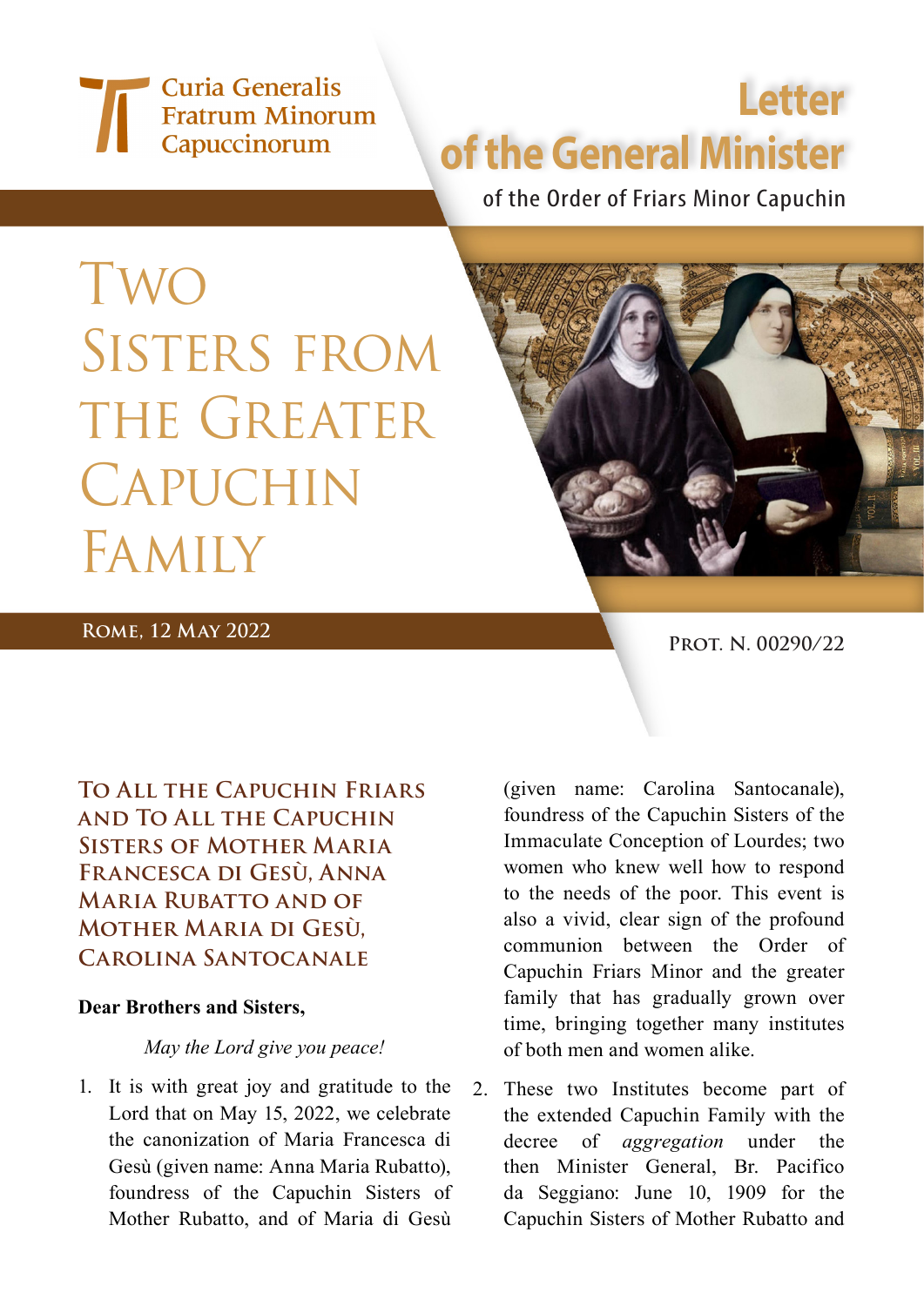Curia Generalis
Fratrum Minorum
Capuccinorum

# Letter of the General Minister

of the Order of Friars Minor Capuchin

# Two Sisters from the Greater Capuchin Family

Rome, 12 May 2022

Prot. N. 00290/22

### To All the Capuchin Friars and To All the Capuchin Sisters of Mother Maria Francesca di Gesù, Anna Maria Rubatto and of Mother Maria di Gesù, Carolina Santocanale

**Dear Brothers and Sisters,**

*May the Lord give you peace!*

1. It is with great joy and gratitude to the Lord that on May 15, 2022, we celebrate the canonization of Maria Francesca di Gesù (given name: Anna Maria Rubatto), foundress of the Capuchin Sisters of Mother Rubatto, and of Maria di Gesù (given name: Carolina Santocanale), foundress of the Capuchin Sisters of the Immaculate Conception of Lourdes; two women who knew well how to respond to the needs of the poor. This event is also a vivid, clear sign of the profound communion between the Order of Capuchin Friars Minor and the greater family that has gradually grown over time, bringing together many institutes of both men and women alike.

2. These two Institutes become part of the extended Capuchin Family with the decree of *aggregation* under the then Minister General, Br. Pacifico da Seggiano: June 10, 1909 for the Capuchin Sisters of Mother Rubatto and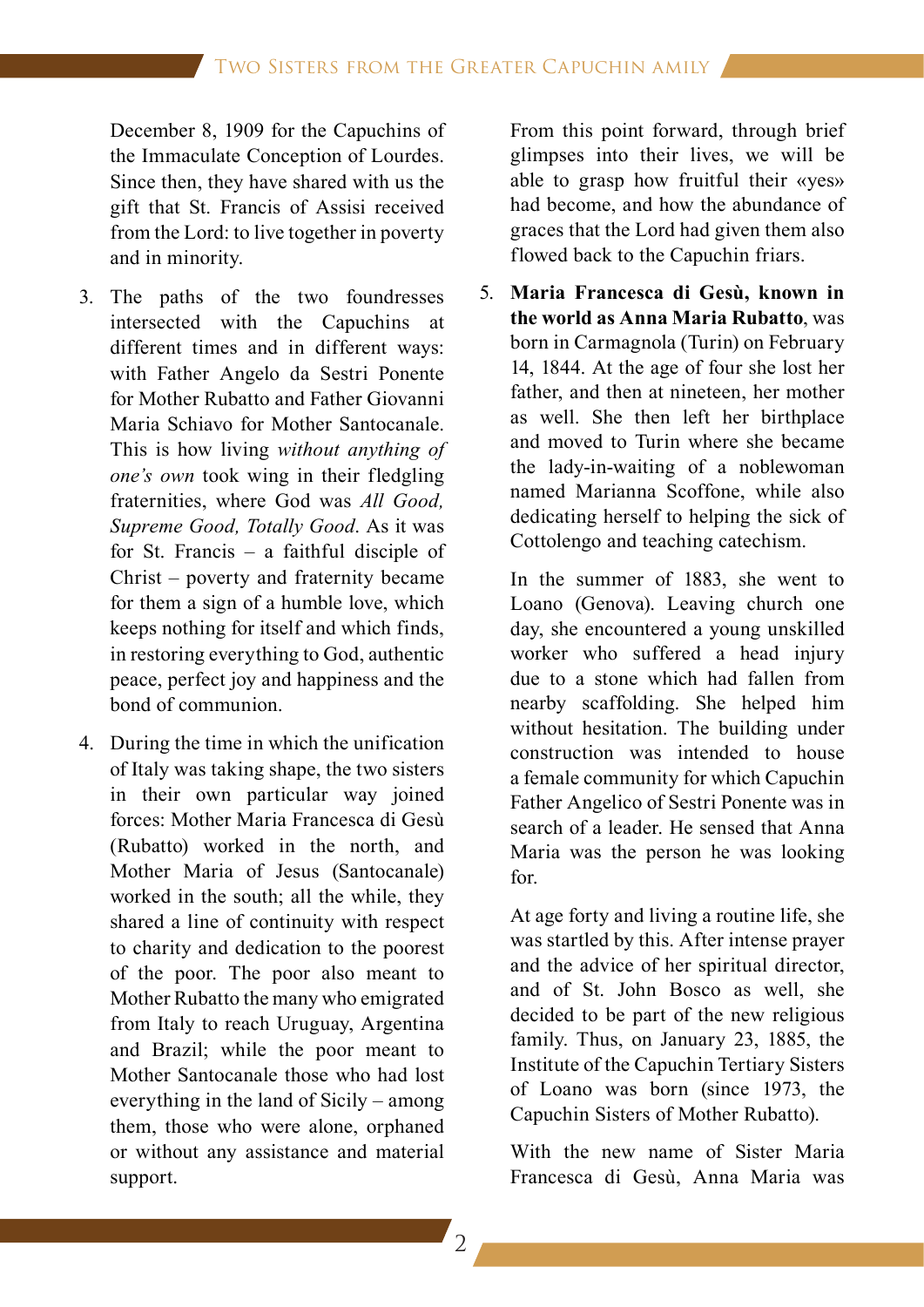December 8, 1909 for the Capuchins of the Immaculate Conception of Lourdes. Since then, they have shared with us the gift that St. Francis of Assisi received from the Lord: to live together in poverty and in minority.

3. The paths of the two foundresses intersected with the Capuchins at different times and in different ways: with Father Angelo da Sestri Ponente for Mother Rubatto and Father Giovanni Maria Schiavo for Mother Santocanale. This is how living *without anything of one's own* took wing in their fledgling fraternities, where God was *All Good, Supreme Good, Totally Good*. As it was for St. Francis – a faithful disciple of Christ – poverty and fraternity became for them a sign of a humble love, which keeps nothing for itself and which finds, in restoring everything to God, authentic peace, perfect joy and happiness and the bond of communion.

4. During the time in which the unification of Italy was taking shape, the two sisters in their own particular way joined forces: Mother Maria Francesca di Gesù (Rubatto) worked in the north, and Mother Maria of Jesus (Santocanale) worked in the south; all the while, they shared a line of continuity with respect to charity and dedication to the poorest of the poor. The poor also meant to Mother Rubatto the many who emigrated from Italy to reach Uruguay, Argentina and Brazil; while the poor meant to Mother Santocanale those who had lost everything in the land of Sicily – among them, those who were alone, orphaned or without any assistance and material support.

   From this point forward, through brief glimpses into their lives, we will be able to grasp how fruitful their «yes» had become, and how the abundance of graces that the Lord had given them also flowed back to the Capuchin friars.

5. **Maria Francesca di Gesù, known in the world as Anna Maria Rubatto**, was born in Carmagnola (Turin) on February 14, 1844. At the age of four she lost her father, and then at nineteen, her mother as well. She then left her birthplace and moved to Turin where she became the lady-in-waiting of a noblewoman named Marianna Scoffone, while also dedicating herself to helping the sick of Cottolengo and teaching catechism.

   In the summer of 1883, she went to Loano (Genova). Leaving church one day, she encountered a young unskilled worker who suffered a head injury due to a stone which had fallen from nearby scaffolding. She helped him without hesitation. The building under construction was intended to house a female community for which Capuchin Father Angelico of Sestri Ponente was in search of a leader. He sensed that Anna Maria was the person he was looking for.

   At age forty and living a routine life, she was startled by this. After intense prayer and the advice of her spiritual director, and of St. John Bosco as well, she decided to be part of the new religious family. Thus, on January 23, 1885, the Institute of the Capuchin Tertiary Sisters of Loano was born (since 1973, the Capuchin Sisters of Mother Rubatto).

   With the new name of Sister Maria Francesca di Gesù, Anna Maria was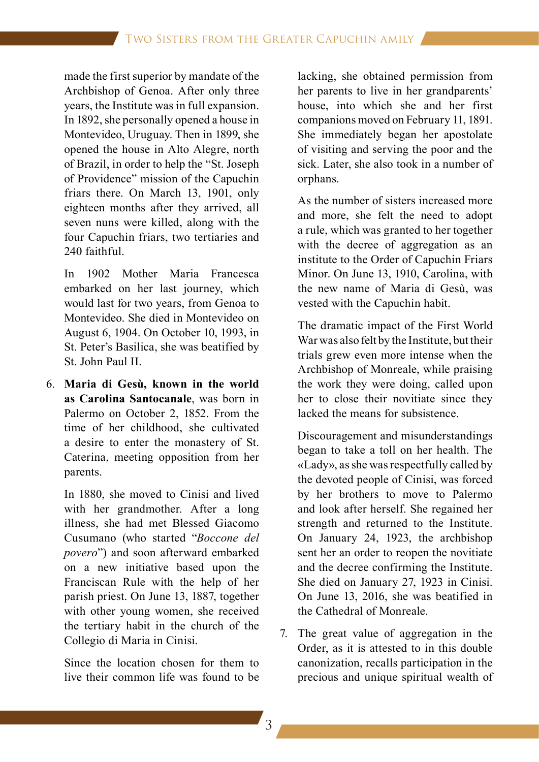made the first superior by mandate of the Archbishop of Genoa. After only three years, the Institute was in full expansion. In 1892, she personally opened a house in Montevideo, Uruguay. Then in 1899, she opened the house in Alto Alegre, north of Brazil, in order to help the "St. Joseph of Providence" mission of the Capuchin friars there. On March 13, 1901, only eighteen months after they arrived, all seven nuns were killed, along with the four Capuchin friars, two tertiaries and 240 faithful.

In 1902 Mother Maria Francesca embarked on her last journey, which would last for two years, from Genoa to Montevideo. She died in Montevideo on August 6, 1904. On October 10, 1993, in St. Peter's Basilica, she was beatified by St. John Paul II.

6. **Maria di Gesù, known in the world as Carolina Santocanale**, was born in Palermo on October 2, 1852. From the time of her childhood, she cultivated a desire to enter the monastery of St. Caterina, meeting opposition from her parents.

   In 1880, she moved to Cinisi and lived with her grandmother. After a long illness, she had met Blessed Giacomo Cusumano (who started "*Boccone del povero*") and soon afterward embarked on a new initiative based upon the Franciscan Rule with the help of her parish priest. On June 13, 1887, together with other young women, she received the tertiary habit in the church of the Collegio di Maria in Cinisi.

   Since the location chosen for them to live their common life was found to be lacking, she obtained permission from her parents to live in her grandparents' house, into which she and her first companions moved on February 11, 1891. She immediately began her apostolate of visiting and serving the poor and the sick. Later, she also took in a number of orphans.

   As the number of sisters increased more and more, she felt the need to adopt a rule, which was granted to her together with the decree of aggregation as an institute to the Order of Capuchin Friars Minor. On June 13, 1910, Carolina, with the new name of Maria di Gesù, was vested with the Capuchin habit.

   The dramatic impact of the First World War was also felt by the Institute, but their trials grew even more intense when the Archbishop of Monreale, while praising the work they were doing, called upon her to close their novitiate since they lacked the means for subsistence.

   Discouragement and misunderstandings began to take a toll on her health. The «Lady», as she was respectfully called by the devoted people of Cinisi, was forced by her brothers to move to Palermo and look after herself. She regained her strength and returned to the Institute. On January 24, 1923, the archbishop sent her an order to reopen the novitiate and the decree confirming the Institute. She died on January 27, 1923 in Cinisi. On June 13, 2016, she was beatified in the Cathedral of Monreale.

7. The great value of aggregation in the Order, as it is attested to in this double canonization, recalls participation in the precious and unique spiritual wealth of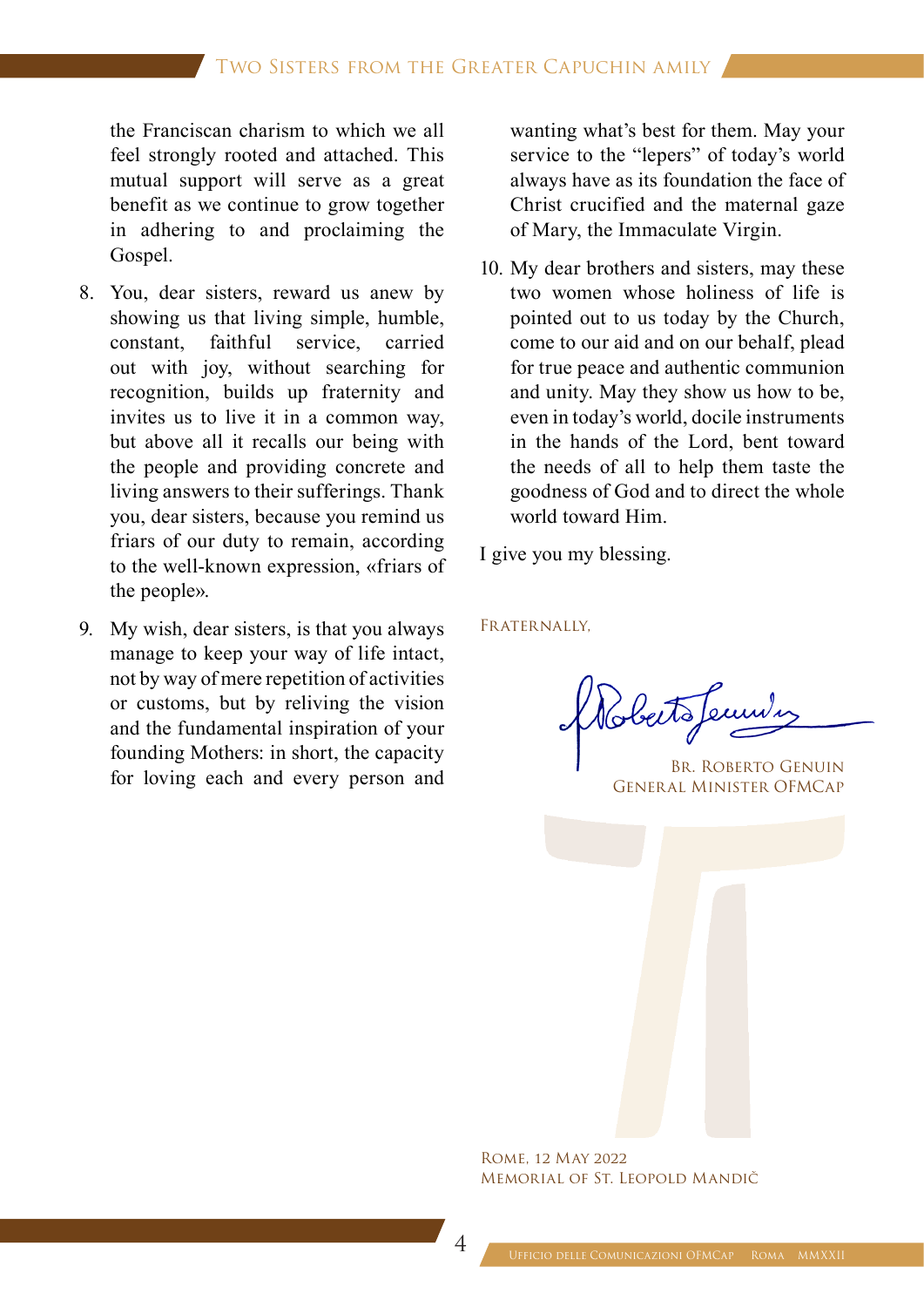the Franciscan charism to which we all feel strongly rooted and attached. This mutual support will serve as a great benefit as we continue to grow together in adhering to and proclaiming the Gospel.

8. You, dear sisters, reward us anew by showing us that living simple, humble, constant, faithful service, carried out with joy, without searching for recognition, builds up fraternity and invites us to live it in a common way, but above all it recalls our being with the people and providing concrete and living answers to their sufferings. Thank you, dear sisters, because you remind us friars of our duty to remain, according to the well-known expression, «friars of the people».

9. My wish, dear sisters, is that you always manage to keep your way of life intact, not by way of mere repetition of activities or customs, but by reliving the vision and the fundamental inspiration of your founding Mothers: in short, the capacity for loving each and every person and wanting what's best for them. May your service to the "lepers" of today's world always have as its foundation the face of Christ crucified and the maternal gaze of Mary, the Immaculate Virgin.

10. My dear brothers and sisters, may these two women whose holiness of life is pointed out to us today by the Church, come to our aid and on our behalf, plead for true peace and authentic communion and unity. May they show us how to be, even in today's world, docile instruments in the hands of the Lord, bent toward the needs of all to help them taste the goodness of God and to direct the whole world toward Him.

I give you my blessing.

Fraternally,

Br. Roberto Genuin
General Minister OFMCap

Rome, 12 May 2022
Memorial of St. Leopold Mandič